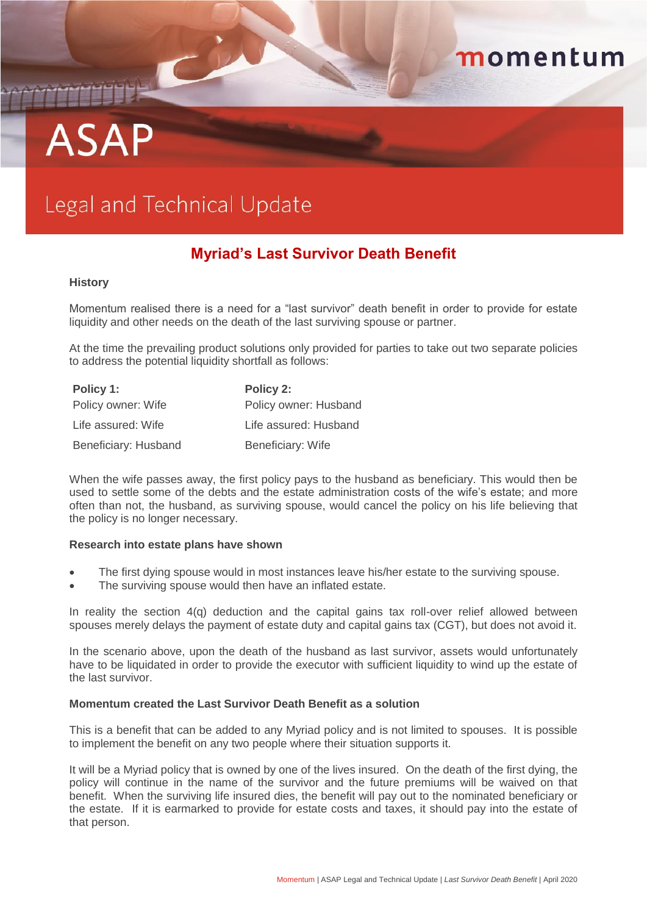# ASAP

## Legal and Technical Update

## Myriad's Last Survivor Death Benefit

**History**

Momentum realised there is a need for a "last survivor" death benefit in order to provide for estate liquidity and other needs on the death of the last surviving spouse or partner.

At the time the prevailing product solutions only provided for parties to take out two separate policies to address the potential liquidity shortfall as follows:

| **Policy 1:** | **Policy 2:** |
| --- | --- |
| Policy owner: Wife | Policy owner: Husband |
| Life assured: Wife | Life assured: Husband |
| Beneficiary: Husband | Beneficiary: Wife |

When the wife passes away, the first policy pays to the husband as beneficiary. This would then be used to settle some of the debts and the estate administration costs of the wife's estate; and more often than not, the husband, as surviving spouse, would cancel the policy on his life believing that the policy is no longer necessary.

**Research into estate plans have shown**

- The first dying spouse would in most instances leave his/her estate to the surviving spouse.
- The surviving spouse would then have an inflated estate.

In reality the section 4(q) deduction and the capital gains tax roll-over relief allowed between spouses merely delays the payment of estate duty and capital gains tax (CGT), but does not avoid it.

In the scenario above, upon the death of the husband as last survivor, assets would unfortunately have to be liquidated in order to provide the executor with sufficient liquidity to wind up the estate of the last survivor.

**Momentum created the Last Survivor Death Benefit as a solution**

This is a benefit that can be added to any Myriad policy and is not limited to spouses. It is possible to implement the benefit on any two people where their situation supports it.

It will be a Myriad policy that is owned by one of the lives insured. On the death of the first dying, the policy will continue in the name of the survivor and the future premiums will be waived on that benefit. When the surviving life insured dies, the benefit will pay out to the nominated beneficiary or the estate. If it is earmarked to provide for estate costs and taxes, it should pay into the estate of that person.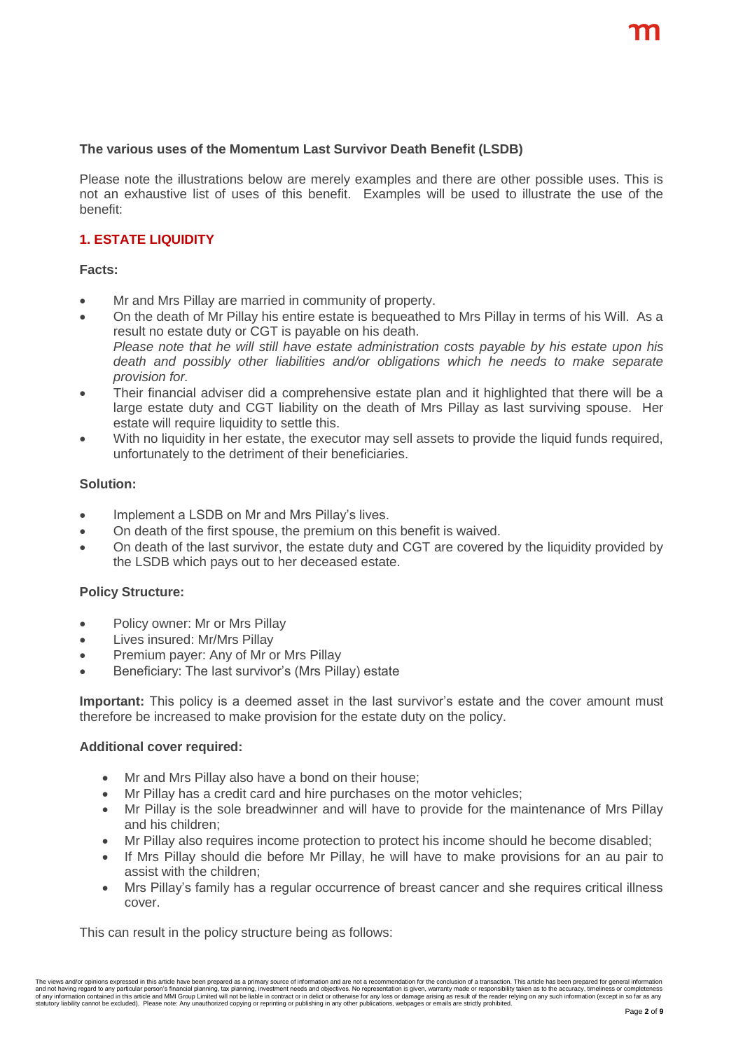**The various uses of the Momentum Last Survivor Death Benefit (LSDB)**

Please note the illustrations below are merely examples and there are other possible uses. This is not an exhaustive list of uses of this benefit. Examples will be used to illustrate the use of the benefit:

## 1. ESTATE LIQUIDITY

**Facts:**

- Mr and Mrs Pillay are married in community of property.
- On the death of Mr Pillay his entire estate is bequeathed to Mrs Pillay in terms of his Will. As a result no estate duty or CGT is payable on his death.
  *Please note that he will still have estate administration costs payable by his estate upon his death and possibly other liabilities and/or obligations which he needs to make separate provision for.*
- Their financial adviser did a comprehensive estate plan and it highlighted that there will be a large estate duty and CGT liability on the death of Mrs Pillay as last surviving spouse. Her estate will require liquidity to settle this.
- With no liquidity in her estate, the executor may sell assets to provide the liquid funds required, unfortunately to the detriment of their beneficiaries.

**Solution:**

- Implement a LSDB on Mr and Mrs Pillay's lives.
- On death of the first spouse, the premium on this benefit is waived.
- On death of the last survivor, the estate duty and CGT are covered by the liquidity provided by the LSDB which pays out to her deceased estate.

**Policy Structure:**

- Policy owner: Mr or Mrs Pillay
- Lives insured: Mr/Mrs Pillay
- Premium payer: Any of Mr or Mrs Pillay
- Beneficiary: The last survivor's (Mrs Pillay) estate

**Important:** This policy is a deemed asset in the last survivor's estate and the cover amount must therefore be increased to make provision for the estate duty on the policy.

**Additional cover required:**

- Mr and Mrs Pillay also have a bond on their house;
- Mr Pillay has a credit card and hire purchases on the motor vehicles;
- Mr Pillay is the sole breadwinner and will have to provide for the maintenance of Mrs Pillay and his children;
- Mr Pillay also requires income protection to protect his income should he become disabled;
- If Mrs Pillay should die before Mr Pillay, he will have to make provisions for an au pair to assist with the children;
- Mrs Pillay's family has a regular occurrence of breast cancer and she requires critical illness cover.

This can result in the policy structure being as follows:

The views and/or opinions expressed in this article have been prepared as a primary source of information and are not a recommendation for the conclusion of a transaction. This article has been prepared for general information and not having regard to any particular person's financial planning, tax planning, investment needs and objectives. No representation is given, warranty made or responsibility taken as to the accuracy, timeliness or completeness of any information contained in this article and MMI Group Limited will not be liable in contract or in delict or otherwise for any loss or damage arising as result of the reader relying on any such information (except in so far as any statutory liability cannot be excluded). Please note: Any unauthorized copying or reprinting or publishing in any other publications, webpages or emails are strictly prohibited.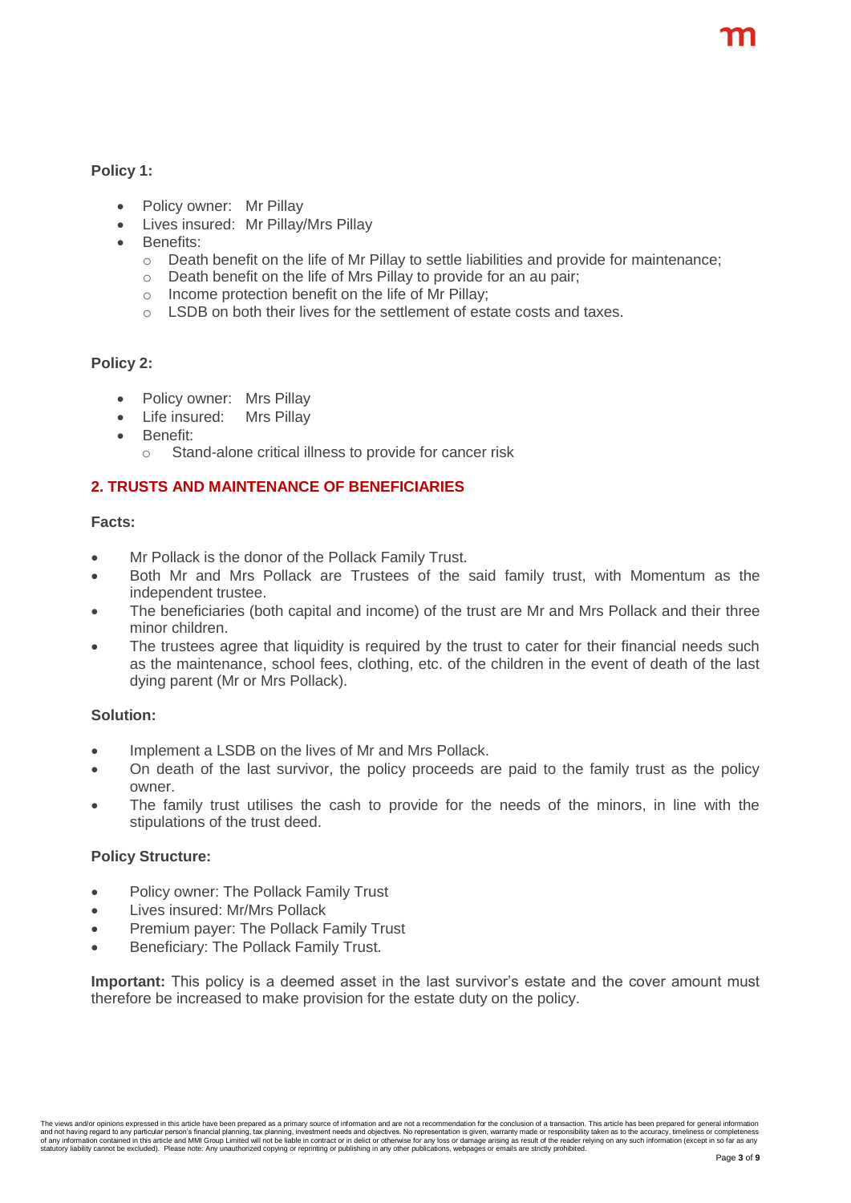**Policy 1:**

- Policy owner: Mr Pillay
- Lives insured: Mr Pillay/Mrs Pillay
- Benefits:
    - Death benefit on the life of Mr Pillay to settle liabilities and provide for maintenance;
    - Death benefit on the life of Mrs Pillay to provide for an au pair;
    - Income protection benefit on the life of Mr Pillay;
    - LSDB on both their lives for the settlement of estate costs and taxes.

**Policy 2:**

- Policy owner: Mrs Pillay
- Life insured: Mrs Pillay
- Benefit:
    - Stand-alone critical illness to provide for cancer risk

## 2. TRUSTS AND MAINTENANCE OF BENEFICIARIES

**Facts:**

- Mr Pollack is the donor of the Pollack Family Trust.
- Both Mr and Mrs Pollack are Trustees of the said family trust, with Momentum as the independent trustee.
- The beneficiaries (both capital and income) of the trust are Mr and Mrs Pollack and their three minor children.
- The trustees agree that liquidity is required by the trust to cater for their financial needs such as the maintenance, school fees, clothing, etc. of the children in the event of death of the last dying parent (Mr or Mrs Pollack).

**Solution:**

- Implement a LSDB on the lives of Mr and Mrs Pollack.
- On death of the last survivor, the policy proceeds are paid to the family trust as the policy owner.
- The family trust utilises the cash to provide for the needs of the minors, in line with the stipulations of the trust deed.

**Policy Structure:**

- Policy owner: The Pollack Family Trust
- Lives insured: Mr/Mrs Pollack
- Premium payer: The Pollack Family Trust
- Beneficiary: The Pollack Family Trust.

**Important:** This policy is a deemed asset in the last survivor's estate and the cover amount must therefore be increased to make provision for the estate duty on the policy.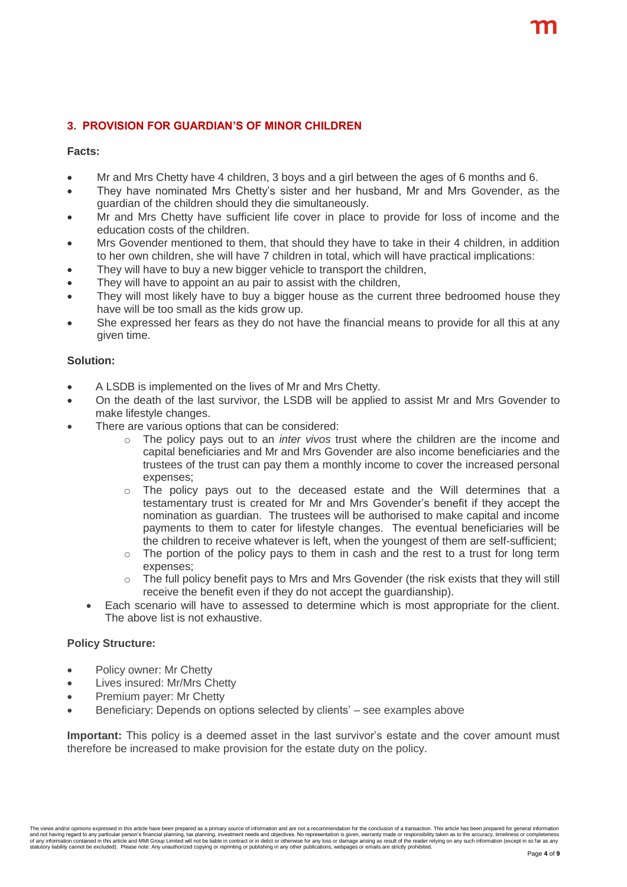## 3. PROVISION FOR GUARDIAN'S OF MINOR CHILDREN

**Facts:**

- Mr and Mrs Chetty have 4 children, 3 boys and a girl between the ages of 6 months and 6.
- They have nominated Mrs Chetty's sister and her husband, Mr and Mrs Govender, as the guardian of the children should they die simultaneously.
- Mr and Mrs Chetty have sufficient life cover in place to provide for loss of income and the education costs of the children.
- Mrs Govender mentioned to them, that should they have to take in their 4 children, in addition to her own children, she will have 7 children in total, which will have practical implications:
- They will have to buy a new bigger vehicle to transport the children,
- They will have to appoint an au pair to assist with the children,
- They will most likely have to buy a bigger house as the current three bedroomed house they have will be too small as the kids grow up.
- She expressed her fears as they do not have the financial means to provide for all this at any given time.

**Solution:**

- A LSDB is implemented on the lives of Mr and Mrs Chetty.
- On the death of the last survivor, the LSDB will be applied to assist Mr and Mrs Govender to make lifestyle changes.
- There are various options that can be considered:
  - The policy pays out to an *inter vivos* trust where the children are the income and capital beneficiaries and Mr and Mrs Govender are also income beneficiaries and the trustees of the trust can pay them a monthly income to cover the increased personal expenses;
  - The policy pays out to the deceased estate and the Will determines that a testamentary trust is created for Mr and Mrs Govender's benefit if they accept the nomination as guardian. The trustees will be authorised to make capital and income payments to them to cater for lifestyle changes. The eventual beneficiaries will be the children to receive whatever is left, when the youngest of them are self-sufficient;
  - The portion of the policy pays to them in cash and the rest to a trust for long term expenses;
  - The full policy benefit pays to Mrs and Mrs Govender (the risk exists that they will still receive the benefit even if they do not accept the guardianship).
- Each scenario will have to assessed to determine which is most appropriate for the client. The above list is not exhaustive.

**Policy Structure:**

- Policy owner: Mr Chetty
- Lives insured: Mr/Mrs Chetty
- Premium payer: Mr Chetty
- Beneficiary: Depends on options selected by clients' – see examples above

**Important:** This policy is a deemed asset in the last survivor's estate and the cover amount must therefore be increased to make provision for the estate duty on the policy.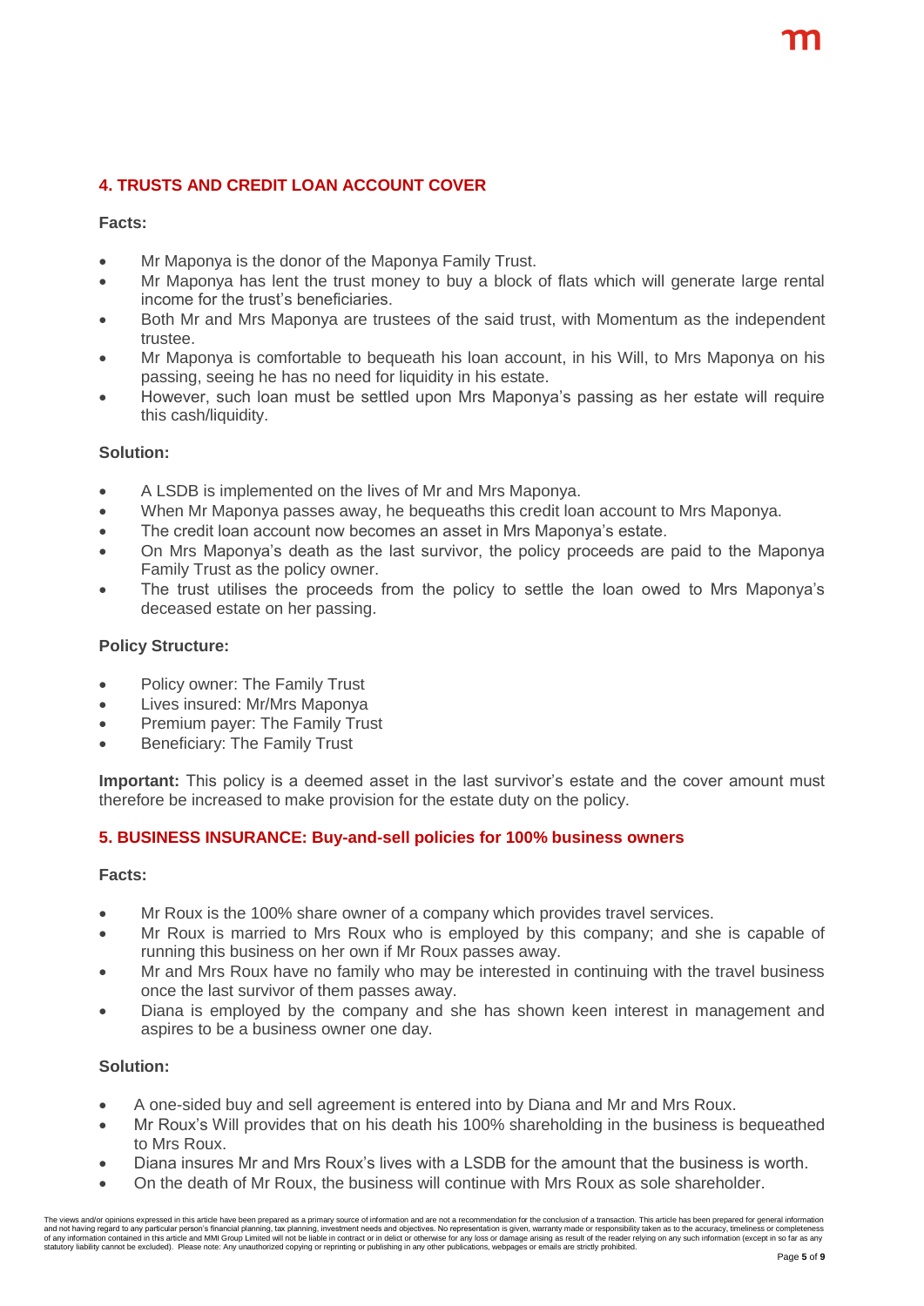## 4. TRUSTS AND CREDIT LOAN ACCOUNT COVER

**Facts:**

- Mr Maponya is the donor of the Maponya Family Trust.
- Mr Maponya has lent the trust money to buy a block of flats which will generate large rental income for the trust's beneficiaries.
- Both Mr and Mrs Maponya are trustees of the said trust, with Momentum as the independent trustee.
- Mr Maponya is comfortable to bequeath his loan account, in his Will, to Mrs Maponya on his passing, seeing he has no need for liquidity in his estate.
- However, such loan must be settled upon Mrs Maponya's passing as her estate will require this cash/liquidity.

**Solution:**

- A LSDB is implemented on the lives of Mr and Mrs Maponya.
- When Mr Maponya passes away, he bequeaths this credit loan account to Mrs Maponya.
- The credit loan account now becomes an asset in Mrs Maponya's estate.
- On Mrs Maponya's death as the last survivor, the policy proceeds are paid to the Maponya Family Trust as the policy owner.
- The trust utilises the proceeds from the policy to settle the loan owed to Mrs Maponya's deceased estate on her passing.

**Policy Structure:**

- Policy owner: The Family Trust
- Lives insured: Mr/Mrs Maponya
- Premium payer: The Family Trust
- Beneficiary: The Family Trust

**Important:** This policy is a deemed asset in the last survivor's estate and the cover amount must therefore be increased to make provision for the estate duty on the policy.

## 5. BUSINESS INSURANCE: Buy-and-sell policies for 100% business owners

**Facts:**

- Mr Roux is the 100% share owner of a company which provides travel services.
- Mr Roux is married to Mrs Roux who is employed by this company; and she is capable of running this business on her own if Mr Roux passes away.
- Mr and Mrs Roux have no family who may be interested in continuing with the travel business once the last survivor of them passes away.
- Diana is employed by the company and she has shown keen interest in management and aspires to be a business owner one day.

**Solution:**

- A one-sided buy and sell agreement is entered into by Diana and Mr and Mrs Roux.
- Mr Roux's Will provides that on his death his 100% shareholding in the business is bequeathed to Mrs Roux.
- Diana insures Mr and Mrs Roux's lives with a LSDB for the amount that the business is worth.
- On the death of Mr Roux, the business will continue with Mrs Roux as sole shareholder.

The views and/or opinions expressed in this article have been prepared as a primary source of information and are not a recommendation for the conclusion of a transaction. This article has been prepared for general information and not having regard to any particular person's financial planning, tax planning, investment needs and objectives. No representation is given, warranty made or responsibility taken as to the accuracy, timeliness or completeness of any information contained in this article and MMI Group Limited will not be liable in contract or in delict or otherwise for any loss or damage arising as result of the reader relying on any such information (except in so far as any statutory liability cannot be excluded). Please note: Any unauthorized copying or reprinting or publishing in any other publications, webpages or emails are strictly prohibited.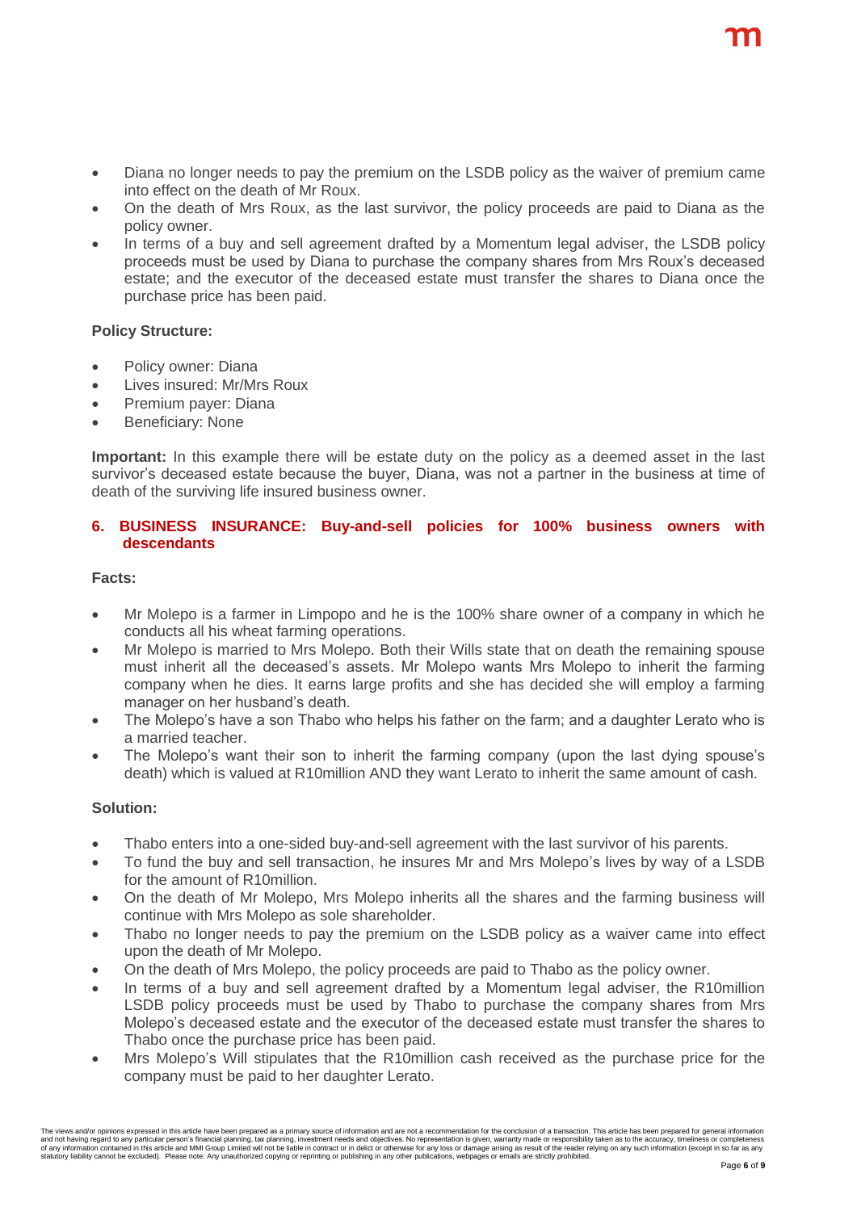- Diana no longer needs to pay the premium on the LSDB policy as the waiver of premium came into effect on the death of Mr Roux.
- On the death of Mrs Roux, as the last survivor, the policy proceeds are paid to Diana as the policy owner.
- In terms of a buy and sell agreement drafted by a Momentum legal adviser, the LSDB policy proceeds must be used by Diana to purchase the company shares from Mrs Roux's deceased estate; and the executor of the deceased estate must transfer the shares to Diana once the purchase price has been paid.

**Policy Structure:**

- Policy owner: Diana
- Lives insured: Mr/Mrs Roux
- Premium payer: Diana
- Beneficiary: None

**Important:** In this example there will be estate duty on the policy as a deemed asset in the last survivor's deceased estate because the buyer, Diana, was not a partner in the business at time of death of the surviving life insured business owner.

## 6. BUSINESS INSURANCE: Buy-and-sell policies for 100% business owners with descendants

**Facts:**

- Mr Molepo is a farmer in Limpopo and he is the 100% share owner of a company in which he conducts all his wheat farming operations.
- Mr Molepo is married to Mrs Molepo. Both their Wills state that on death the remaining spouse must inherit all the deceased's assets. Mr Molepo wants Mrs Molepo to inherit the farming company when he dies. It earns large profits and she has decided she will employ a farming manager on her husband's death.
- The Molepo's have a son Thabo who helps his father on the farm; and a daughter Lerato who is a married teacher.
- The Molepo's want their son to inherit the farming company (upon the last dying spouse's death) which is valued at R10million AND they want Lerato to inherit the same amount of cash.

**Solution:**

- Thabo enters into a one-sided buy-and-sell agreement with the last survivor of his parents.
- To fund the buy and sell transaction, he insures Mr and Mrs Molepo's lives by way of a LSDB for the amount of R10million.
- On the death of Mr Molepo, Mrs Molepo inherits all the shares and the farming business will continue with Mrs Molepo as sole shareholder.
- Thabo no longer needs to pay the premium on the LSDB policy as a waiver came into effect upon the death of Mr Molepo.
- On the death of Mrs Molepo, the policy proceeds are paid to Thabo as the policy owner.
- In terms of a buy and sell agreement drafted by a Momentum legal adviser, the R10million LSDB policy proceeds must be used by Thabo to purchase the company shares from Mrs Molepo's deceased estate and the executor of the deceased estate must transfer the shares to Thabo once the purchase price has been paid.
- Mrs Molepo's Will stipulates that the R10million cash received as the purchase price for the company must be paid to her daughter Lerato.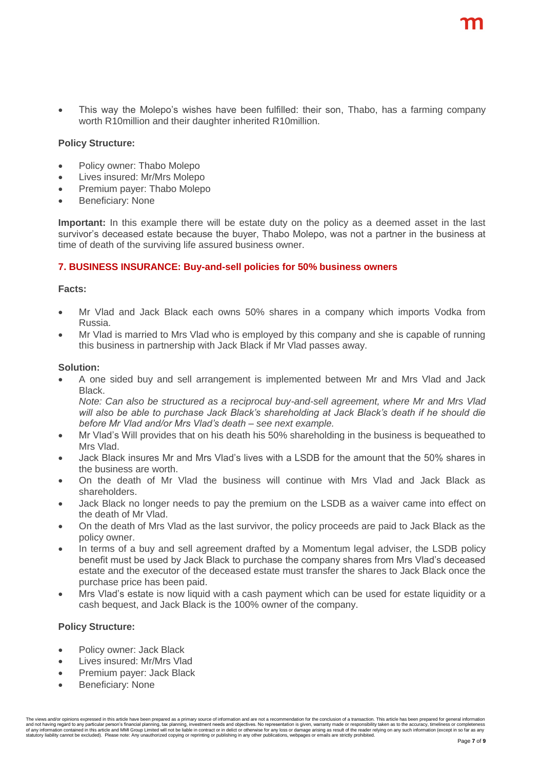- This way the Molepo's wishes have been fulfilled: their son, Thabo, has a farming company worth R10million and their daughter inherited R10million.

**Policy Structure:**

- Policy owner: Thabo Molepo
- Lives insured: Mr/Mrs Molepo
- Premium payer: Thabo Molepo
- Beneficiary: None

**Important:** In this example there will be estate duty on the policy as a deemed asset in the last survivor's deceased estate because the buyer, Thabo Molepo, was not a partner in the business at time of death of the surviving life assured business owner.

## 7. BUSINESS INSURANCE: Buy-and-sell policies for 50% business owners

**Facts:**

- Mr Vlad and Jack Black each owns 50% shares in a company which imports Vodka from Russia.
- Mr Vlad is married to Mrs Vlad who is employed by this company and she is capable of running this business in partnership with Jack Black if Mr Vlad passes away.

**Solution:**

- A one sided buy and sell arrangement is implemented between Mr and Mrs Vlad and Jack Black.
  *Note: Can also be structured as a reciprocal buy-and-sell agreement, where Mr and Mrs Vlad will also be able to purchase Jack Black's shareholding at Jack Black's death if he should die before Mr Vlad and/or Mrs Vlad's death – see next example.*
- Mr Vlad's Will provides that on his death his 50% shareholding in the business is bequeathed to Mrs Vlad.
- Jack Black insures Mr and Mrs Vlad's lives with a LSDB for the amount that the 50% shares in the business are worth.
- On the death of Mr Vlad the business will continue with Mrs Vlad and Jack Black as shareholders.
- Jack Black no longer needs to pay the premium on the LSDB as a waiver came into effect on the death of Mr Vlad.
- On the death of Mrs Vlad as the last survivor, the policy proceeds are paid to Jack Black as the policy owner.
- In terms of a buy and sell agreement drafted by a Momentum legal adviser, the LSDB policy benefit must be used by Jack Black to purchase the company shares from Mrs Vlad's deceased estate and the executor of the deceased estate must transfer the shares to Jack Black once the purchase price has been paid.
- Mrs Vlad's estate is now liquid with a cash payment which can be used for estate liquidity or a cash bequest, and Jack Black is the 100% owner of the company.

**Policy Structure:**

- Policy owner: Jack Black
- Lives insured: Mr/Mrs Vlad
- Premium payer: Jack Black
- Beneficiary: None

The views and/or opinions expressed in this article have been prepared as a primary source of information and are not a recommendation for the conclusion of a transaction. This article has been prepared for general information and not having regard to any particular person's financial planning, tax planning, investment needs and objectives. No representation is given, warranty made or responsibility taken as to the accuracy, timeliness or completeness of any information contained in this article and MMI Group Limited will not be liable in contract or in delict or otherwise for any loss or damage arising as result of the reader relying on any such information (except in so far as any statutory liability cannot be excluded). Please note: Any unauthorized copying or reprinting or publishing in any other publications, webpages or emails are strictly prohibited.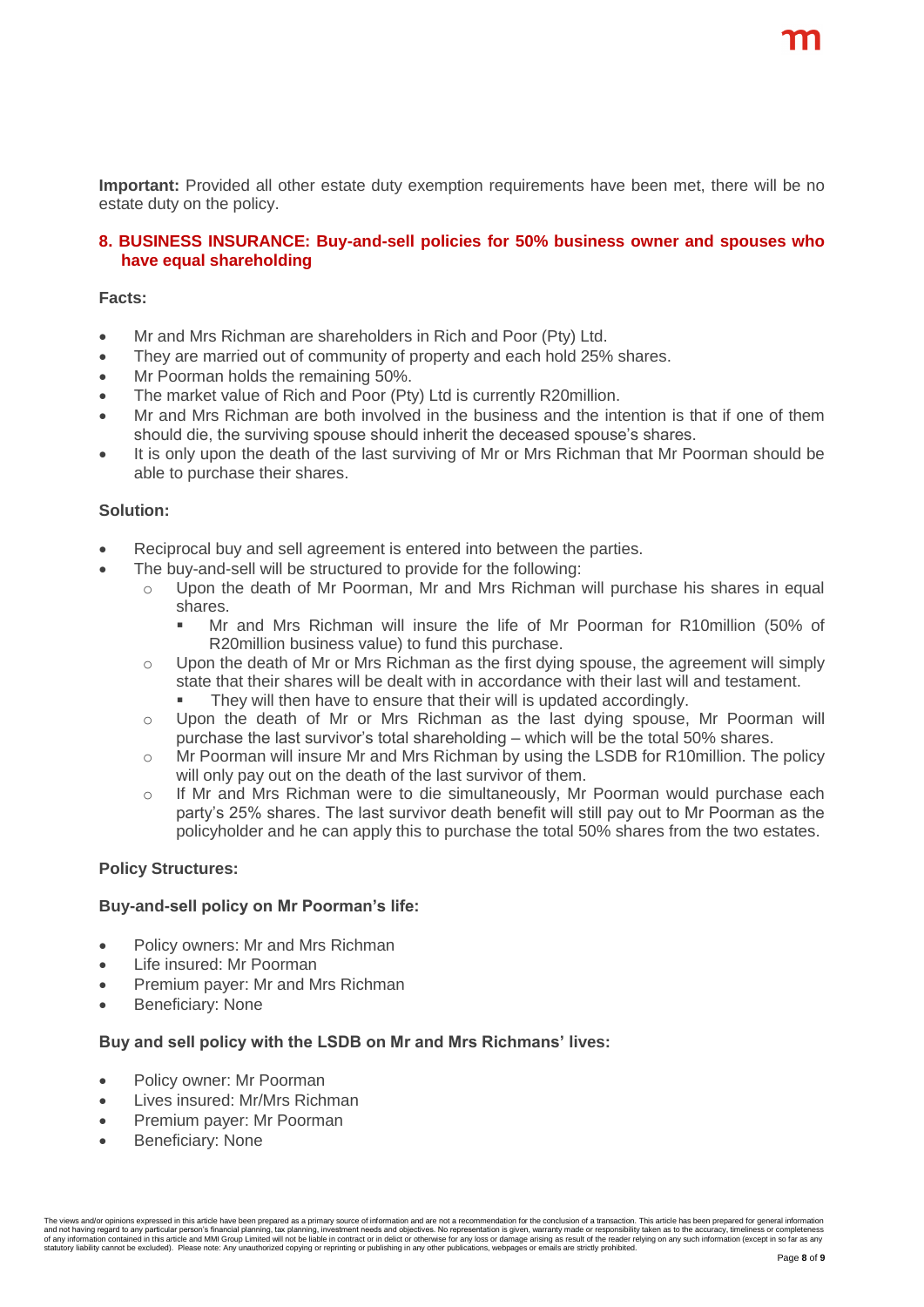**Important:** Provided all other estate duty exemption requirements have been met, there will be no estate duty on the policy.

## 8. BUSINESS INSURANCE: Buy-and-sell policies for 50% business owner and spouses who have equal shareholding

**Facts:**

- Mr and Mrs Richman are shareholders in Rich and Poor (Pty) Ltd.
- They are married out of community of property and each hold 25% shares.
- Mr Poorman holds the remaining 50%.
- The market value of Rich and Poor (Pty) Ltd is currently R20million.
- Mr and Mrs Richman are both involved in the business and the intention is that if one of them should die, the surviving spouse should inherit the deceased spouse's shares.
- It is only upon the death of the last surviving of Mr or Mrs Richman that Mr Poorman should be able to purchase their shares.

**Solution:**

- Reciprocal buy and sell agreement is entered into between the parties.
- The buy-and-sell will be structured to provide for the following:
  - Upon the death of Mr Poorman, Mr and Mrs Richman will purchase his shares in equal shares.
    - Mr and Mrs Richman will insure the life of Mr Poorman for R10million (50% of R20million business value) to fund this purchase.
  - Upon the death of Mr or Mrs Richman as the first dying spouse, the agreement will simply state that their shares will be dealt with in accordance with their last will and testament.
    - They will then have to ensure that their will is updated accordingly.
  - Upon the death of Mr or Mrs Richman as the last dying spouse, Mr Poorman will purchase the last survivor's total shareholding – which will be the total 50% shares.
  - Mr Poorman will insure Mr and Mrs Richman by using the LSDB for R10million. The policy will only pay out on the death of the last survivor of them.
  - If Mr and Mrs Richman were to die simultaneously, Mr Poorman would purchase each party's 25% shares. The last survivor death benefit will still pay out to Mr Poorman as the policyholder and he can apply this to purchase the total 50% shares from the two estates.

**Policy Structures:**

**Buy-and-sell policy on Mr Poorman's life:**

- Policy owners: Mr and Mrs Richman
- Life insured: Mr Poorman
- Premium payer: Mr and Mrs Richman
- Beneficiary: None

**Buy and sell policy with the LSDB on Mr and Mrs Richmans' lives:**

- Policy owner: Mr Poorman
- Lives insured: Mr/Mrs Richman
- Premium payer: Mr Poorman
- Beneficiary: None

The views and/or opinions expressed in this article have been prepared as a primary source of information and are not a recommendation for the conclusion of a transaction. This article has been prepared for general information and not having regard to any particular person's financial planning, tax planning, investment needs and objectives. No representation is given, warranty made or responsibility taken as to the accuracy, timeliness or completeness of any information contained in this article and MMI Group Limited will not be liable in contract or in delict or otherwise for any loss or damage arising as result of the reader relying on any such information (except in so far as any statutory liability cannot be excluded). Please note: Any unauthorized copying or reprinting or publishing in any other publications, webpages or emails are strictly prohibited.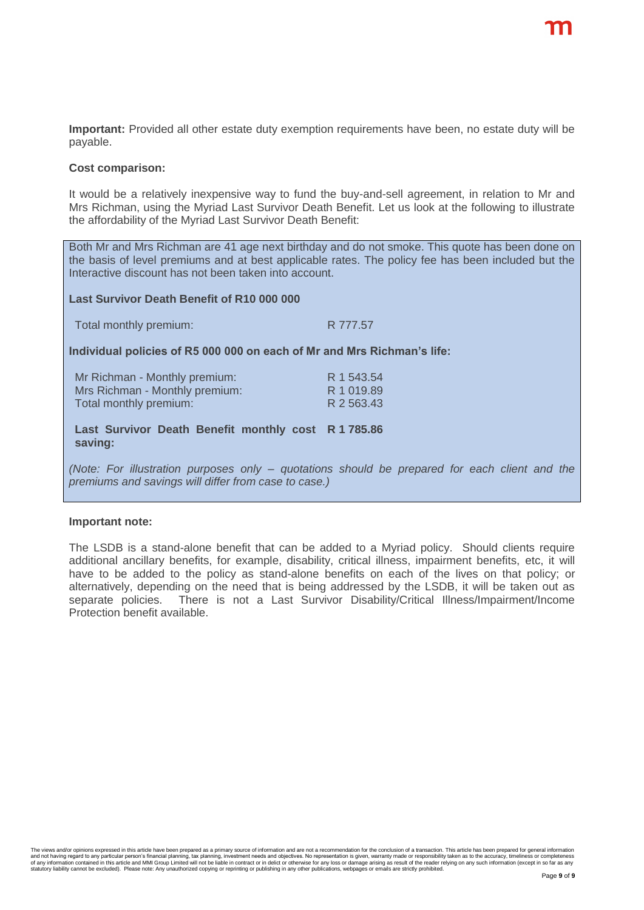**Important:** Provided all other estate duty exemption requirements have been, no estate duty will be payable.

**Cost comparison:**

It would be a relatively inexpensive way to fund the buy-and-sell agreement, in relation to Mr and Mrs Richman, using the Myriad Last Survivor Death Benefit. Let us look at the following to illustrate the affordability of the Myriad Last Survivor Death Benefit:

Both Mr and Mrs Richman are 41 age next birthday and do not smoke. This quote has been done on the basis of level premiums and at best applicable rates. The policy fee has been included but the Interactive discount has not been taken into account.

**Last Survivor Death Benefit of R10 000 000**

| | |
|---|---|
| Total monthly premium: | R 777.57 |

**Individual policies of R5 000 000 on each of Mr and Mrs Richman's life:**

| | |
|---|---|
| Mr Richman - Monthly premium: | R 1 543.54 |
| Mrs Richman - Monthly premium: | R 1 019.89 |
| Total monthly premium: | R 2 563.43 |
| **Last Survivor Death Benefit monthly cost saving:** | **R 1 785.86** |

*(Note: For illustration purposes only – quotations should be prepared for each client and the premiums and savings will differ from case to case.)*

**Important note:**

The LSDB is a stand-alone benefit that can be added to a Myriad policy. Should clients require additional ancillary benefits, for example, disability, critical illness, impairment benefits, etc, it will have to be added to the policy as stand-alone benefits on each of the lives on that policy; or alternatively, depending on the need that is being addressed by the LSDB, it will be taken out as separate policies. There is not a Last Survivor Disability/Critical Illness/Impairment/Income Protection benefit available.

The views and/or opinions expressed in this article have been prepared as a primary source of information and are not a recommendation for the conclusion of a transaction. This article has been prepared for general information and not having regard to any particular person's financial planning, tax planning, investment needs and objectives. No representation is given, warranty made or responsibility taken as to the accuracy, timeliness or completeness of any information contained in this article and MMI Group Limited will not be liable in contract or in delict or otherwise for any loss or damage arising as result of the reader relying on any such information (except in so far as any statutory liability cannot be excluded). Please note: Any unauthorized copying or reprinting or publishing in any other publications, webpages or emails are strictly prohibited.